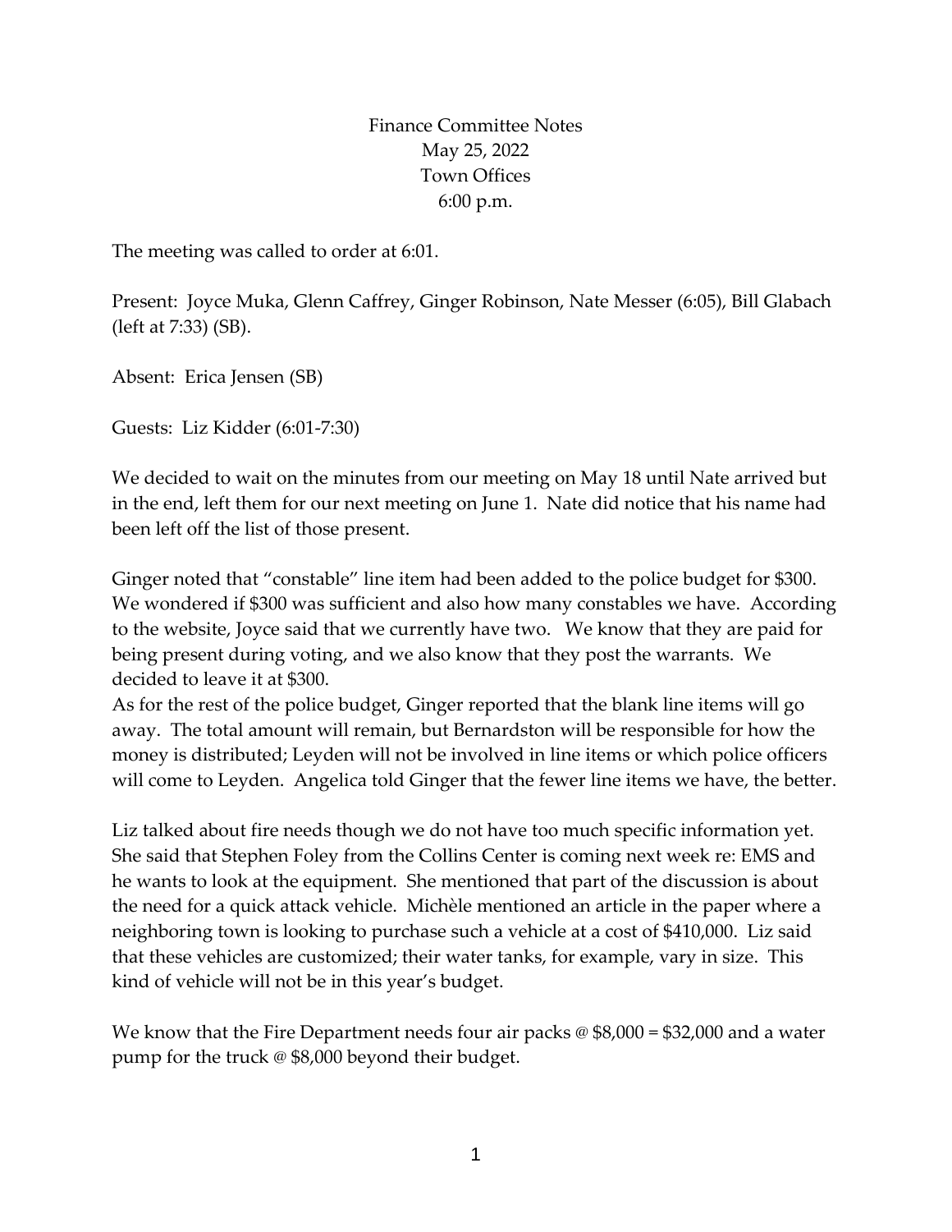# Finance Committee Notes
## May 25, 2022
## Town Offices
## 6:00 p.m.

The meeting was called to order at 6:01.

Present: Joyce Muka, Glenn Caffrey, Ginger Robinson, Nate Messer (6:05), Bill Glabach (left at 7:33) (SB).

Absent: Erica Jensen (SB)

Guests: Liz Kidder (6:01-7:30)

We decided to wait on the minutes from our meeting on May 18 until Nate arrived but in the end, left them for our next meeting on June 1. Nate did notice that his name had been left off the list of those present.

Ginger noted that "constable" line item had been added to the police budget for $300. We wondered if $300 was sufficient and also how many constables we have. According to the website, Joyce said that we currently have two. We know that they are paid for being present during voting, and we also know that they post the warrants. We decided to leave it at $300.

As for the rest of the police budget, Ginger reported that the blank line items will go away. The total amount will remain, but Bernardston will be responsible for how the money is distributed; Leyden will not be involved in line items or which police officers will come to Leyden. Angelica told Ginger that the fewer line items we have, the better.

Liz talked about fire needs though we do not have too much specific information yet. She said that Stephen Foley from the Collins Center is coming next week re: EMS and he wants to look at the equipment. She mentioned that part of the discussion is about the need for a quick attack vehicle. Michèle mentioned an article in the paper where a neighboring town is looking to purchase such a vehicle at a cost of $410,000. Liz said that these vehicles are customized; their water tanks, for example, vary in size. This kind of vehicle will not be in this year's budget.

We know that the Fire Department needs four air packs @ $8,000 = $32,000 and a water pump for the truck @ $8,000 beyond their budget.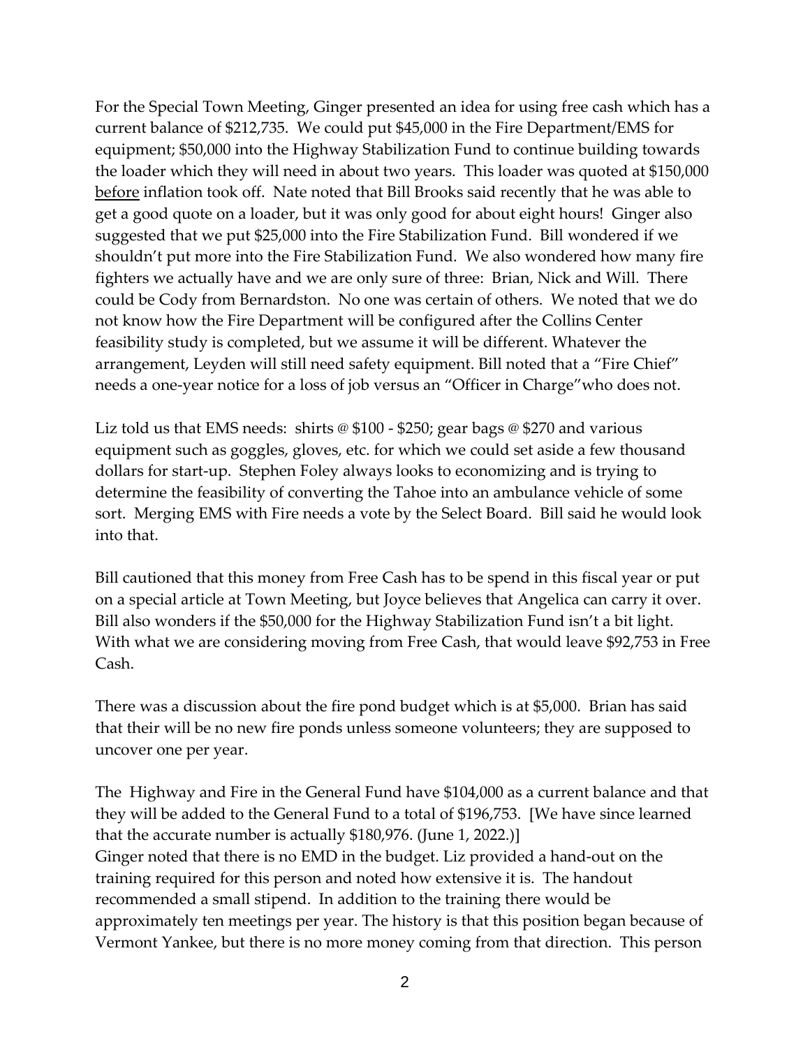For the Special Town Meeting, Ginger presented an idea for using free cash which has a current balance of $212,735. We could put $45,000 in the Fire Department/EMS for equipment; $50,000 into the Highway Stabilization Fund to continue building towards the loader which they will need in about two years. This loader was quoted at $150,000 before inflation took off. Nate noted that Bill Brooks said recently that he was able to get a good quote on a loader, but it was only good for about eight hours! Ginger also suggested that we put $25,000 into the Fire Stabilization Fund. Bill wondered if we shouldn't put more into the Fire Stabilization Fund. We also wondered how many fire fighters we actually have and we are only sure of three: Brian, Nick and Will. There could be Cody from Bernardston. No one was certain of others. We noted that we do not know how the Fire Department will be configured after the Collins Center feasibility study is completed, but we assume it will be different. Whatever the arrangement, Leyden will still need safety equipment. Bill noted that a "Fire Chief" needs a one-year notice for a loss of job versus an "Officer in Charge"who does not.

Liz told us that EMS needs: shirts @ $100 - $250; gear bags @ $270 and various equipment such as goggles, gloves, etc. for which we could set aside a few thousand dollars for start-up. Stephen Foley always looks to economizing and is trying to determine the feasibility of converting the Tahoe into an ambulance vehicle of some sort. Merging EMS with Fire needs a vote by the Select Board. Bill said he would look into that.

Bill cautioned that this money from Free Cash has to be spend in this fiscal year or put on a special article at Town Meeting, but Joyce believes that Angelica can carry it over. Bill also wonders if the $50,000 for the Highway Stabilization Fund isn't a bit light. With what we are considering moving from Free Cash, that would leave $92,753 in Free Cash.

There was a discussion about the fire pond budget which is at $5,000. Brian has said that their will be no new fire ponds unless someone volunteers; they are supposed to uncover one per year.

The Highway and Fire in the General Fund have $104,000 as a current balance and that they will be added to the General Fund to a total of $196,753. [We have since learned that the accurate number is actually $180,976. (June 1, 2022.)]
Ginger noted that there is no EMD in the budget. Liz provided a hand-out on the training required for this person and noted how extensive it is. The handout recommended a small stipend. In addition to the training there would be approximately ten meetings per year. The history is that this position began because of Vermont Yankee, but there is no more money coming from that direction. This person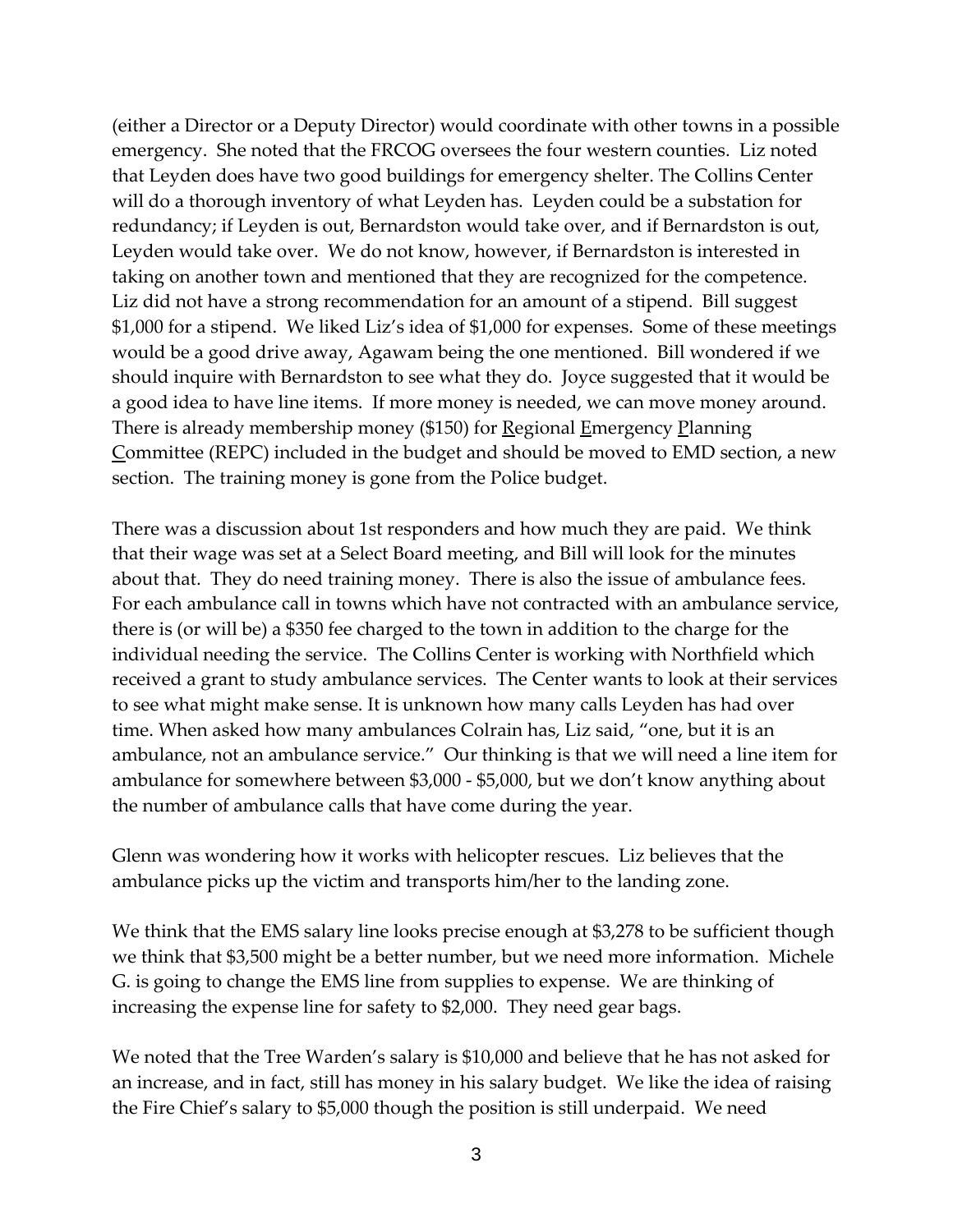(either a Director or a Deputy Director) would coordinate with other towns in a possible emergency. She noted that the FRCOG oversees the four western counties. Liz noted that Leyden does have two good buildings for emergency shelter. The Collins Center will do a thorough inventory of what Leyden has. Leyden could be a substation for redundancy; if Leyden is out, Bernardston would take over, and if Bernardston is out, Leyden would take over. We do not know, however, if Bernardston is interested in taking on another town and mentioned that they are recognized for the competence. Liz did not have a strong recommendation for an amount of a stipend. Bill suggest $1,000 for a stipend. We liked Liz's idea of $1,000 for expenses. Some of these meetings would be a good drive away, Agawam being the one mentioned. Bill wondered if we should inquire with Bernardston to see what they do. Joyce suggested that it would be a good idea to have line items. If more money is needed, we can move money around. There is already membership money ($150) for Regional Emergency Planning Committee (REPC) included in the budget and should be moved to EMD section, a new section. The training money is gone from the Police budget.

There was a discussion about 1st responders and how much they are paid. We think that their wage was set at a Select Board meeting, and Bill will look for the minutes about that. They do need training money. There is also the issue of ambulance fees. For each ambulance call in towns which have not contracted with an ambulance service, there is (or will be) a $350 fee charged to the town in addition to the charge for the individual needing the service. The Collins Center is working with Northfield which received a grant to study ambulance services. The Center wants to look at their services to see what might make sense. It is unknown how many calls Leyden has had over time. When asked how many ambulances Colrain has, Liz said, "one, but it is an ambulance, not an ambulance service." Our thinking is that we will need a line item for ambulance for somewhere between $3,000 - $5,000, but we don't know anything about the number of ambulance calls that have come during the year.

Glenn was wondering how it works with helicopter rescues. Liz believes that the ambulance picks up the victim and transports him/her to the landing zone.

We think that the EMS salary line looks precise enough at $3,278 to be sufficient though we think that $3,500 might be a better number, but we need more information. Michele G. is going to change the EMS line from supplies to expense. We are thinking of increasing the expense line for safety to $2,000. They need gear bags.

We noted that the Tree Warden's salary is $10,000 and believe that he has not asked for an increase, and in fact, still has money in his salary budget. We like the idea of raising the Fire Chief's salary to $5,000 though the position is still underpaid. We need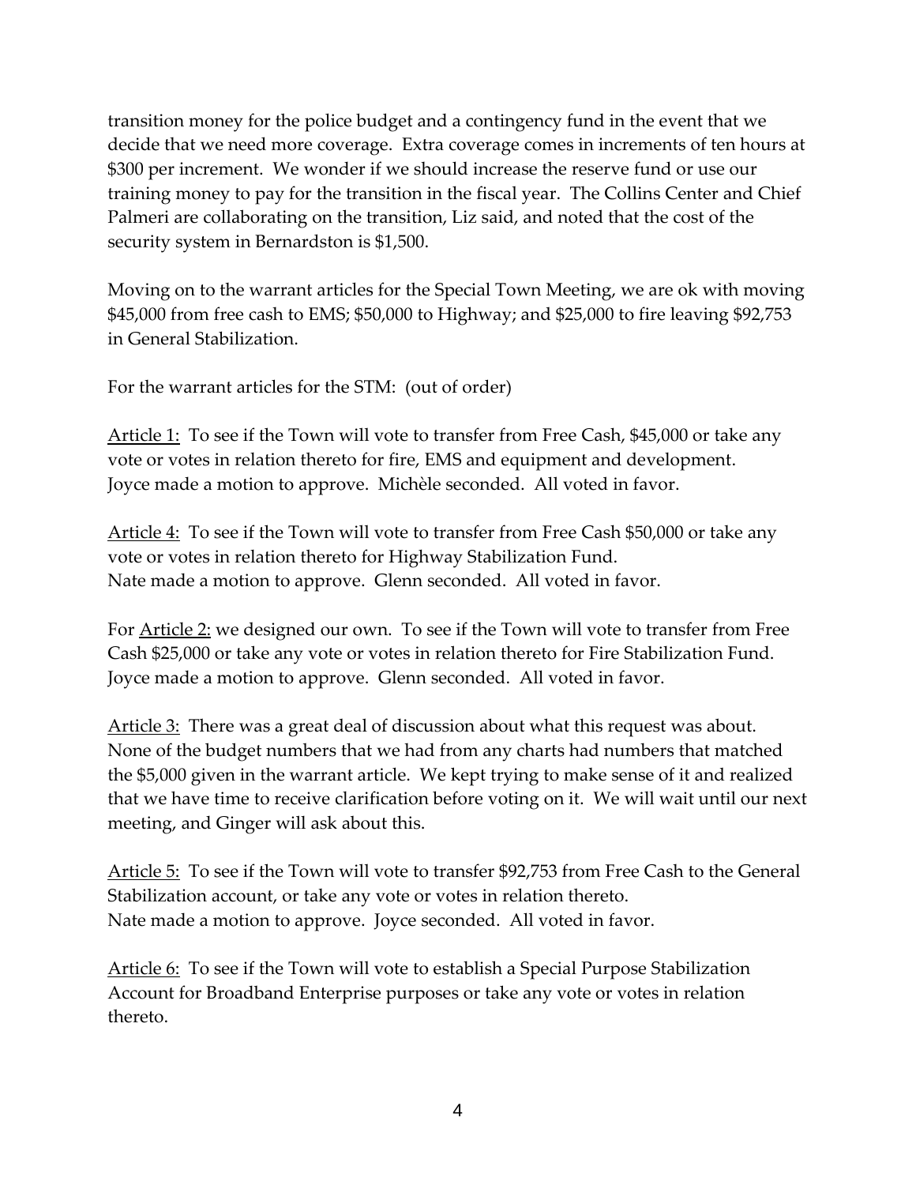transition money for the police budget and a contingency fund in the event that we decide that we need more coverage. Extra coverage comes in increments of ten hours at $300 per increment. We wonder if we should increase the reserve fund or use our training money to pay for the transition in the fiscal year. The Collins Center and Chief Palmeri are collaborating on the transition, Liz said, and noted that the cost of the security system in Bernardston is $1,500.

Moving on to the warrant articles for the Special Town Meeting, we are ok with moving $45,000 from free cash to EMS; $50,000 to Highway; and $25,000 to fire leaving $92,753 in General Stabilization.

For the warrant articles for the STM: (out of order)

<u>Article 1:</u> To see if the Town will vote to transfer from Free Cash, $45,000 or take any vote or votes in relation thereto for fire, EMS and equipment and development.
Joyce made a motion to approve. Michèle seconded. All voted in favor.

<u>Article 4:</u> To see if the Town will vote to transfer from Free Cash $50,000 or take any vote or votes in relation thereto for Highway Stabilization Fund.
Nate made a motion to approve. Glenn seconded. All voted in favor.

For <u>Article 2:</u> we designed our own. To see if the Town will vote to transfer from Free Cash $25,000 or take any vote or votes in relation thereto for Fire Stabilization Fund.
Joyce made a motion to approve. Glenn seconded. All voted in favor.

<u>Article 3:</u> There was a great deal of discussion about what this request was about. None of the budget numbers that we had from any charts had numbers that matched the $5,000 given in the warrant article. We kept trying to make sense of it and realized that we have time to receive clarification before voting on it. We will wait until our next meeting, and Ginger will ask about this.

<u>Article 5:</u> To see if the Town will vote to transfer $92,753 from Free Cash to the General Stabilization account, or take any vote or votes in relation thereto.
Nate made a motion to approve. Joyce seconded. All voted in favor.

<u>Article 6:</u> To see if the Town will vote to establish a Special Purpose Stabilization Account for Broadband Enterprise purposes or take any vote or votes in relation thereto.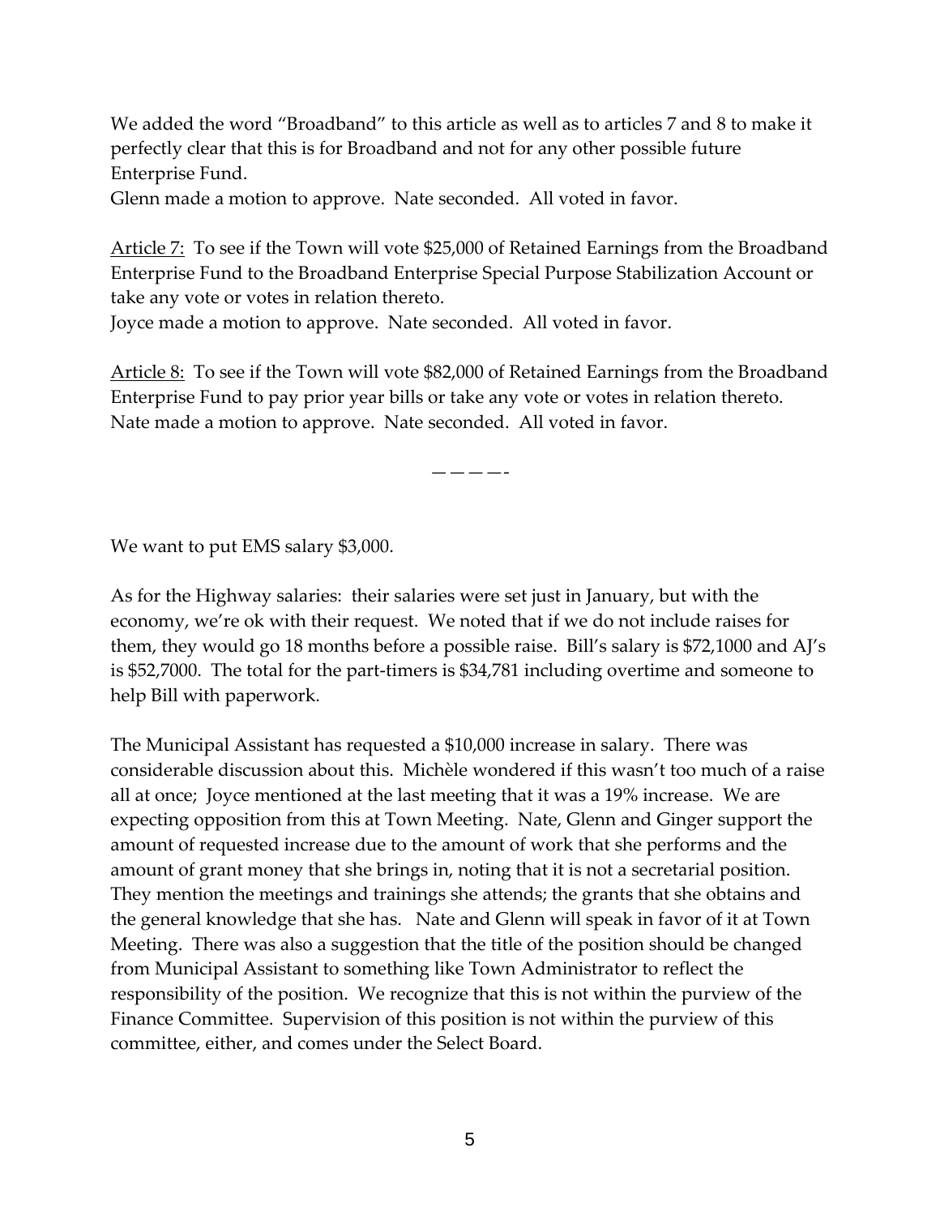We added the word "Broadband" to this article as well as to articles 7 and 8 to make it perfectly clear that this is for Broadband and not for any other possible future Enterprise Fund.
Glenn made a motion to approve. Nate seconded. All voted in favor.

<u>Article 7:</u> To see if the Town will vote $25,000 of Retained Earnings from the Broadband Enterprise Fund to the Broadband Enterprise Special Purpose Stabilization Account or take any vote or votes in relation thereto.
Joyce made a motion to approve. Nate seconded. All voted in favor.

<u>Article 8:</u> To see if the Town will vote $82,000 of Retained Earnings from the Broadband Enterprise Fund to pay prior year bills or take any vote or votes in relation thereto.
Nate made a motion to approve. Nate seconded. All voted in favor.

————-

We want to put EMS salary $3,000.

As for the Highway salaries: their salaries were set just in January, but with the economy, we're ok with their request. We noted that if we do not include raises for them, they would go 18 months before a possible raise. Bill's salary is $72,1000 and AJ's is $52,7000. The total for the part-timers is $34,781 including overtime and someone to help Bill with paperwork.

The Municipal Assistant has requested a $10,000 increase in salary. There was considerable discussion about this. Michèle wondered if this wasn't too much of a raise all at once; Joyce mentioned at the last meeting that it was a 19% increase. We are expecting opposition from this at Town Meeting. Nate, Glenn and Ginger support the amount of requested increase due to the amount of work that she performs and the amount of grant money that she brings in, noting that it is not a secretarial position. They mention the meetings and trainings she attends; the grants that she obtains and the general knowledge that she has. Nate and Glenn will speak in favor of it at Town Meeting. There was also a suggestion that the title of the position should be changed from Municipal Assistant to something like Town Administrator to reflect the responsibility of the position. We recognize that this is not within the purview of the Finance Committee. Supervision of this position is not within the purview of this committee, either, and comes under the Select Board.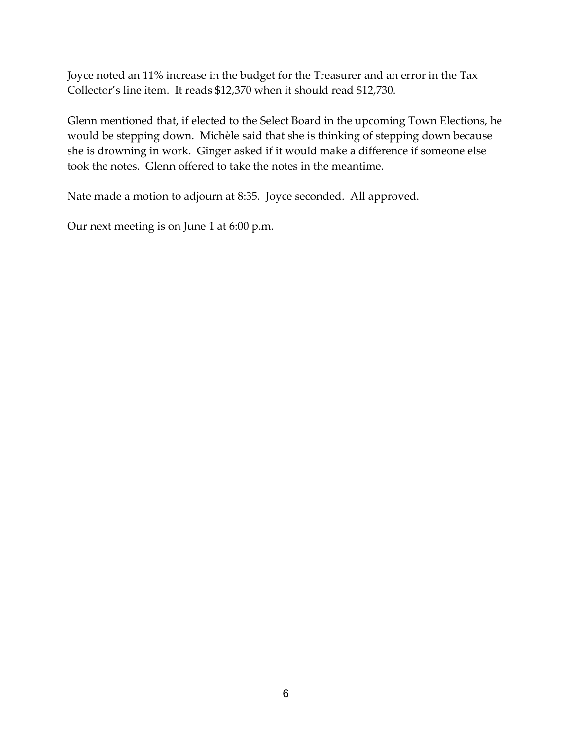Joyce noted an 11% increase in the budget for the Treasurer and an error in the Tax Collector's line item. It reads $12,370 when it should read $12,730.

Glenn mentioned that, if elected to the Select Board in the upcoming Town Elections, he would be stepping down. Michèle said that she is thinking of stepping down because she is drowning in work. Ginger asked if it would make a difference if someone else took the notes. Glenn offered to take the notes in the meantime.

Nate made a motion to adjourn at 8:35. Joyce seconded. All approved.

Our next meeting is on June 1 at 6:00 p.m.